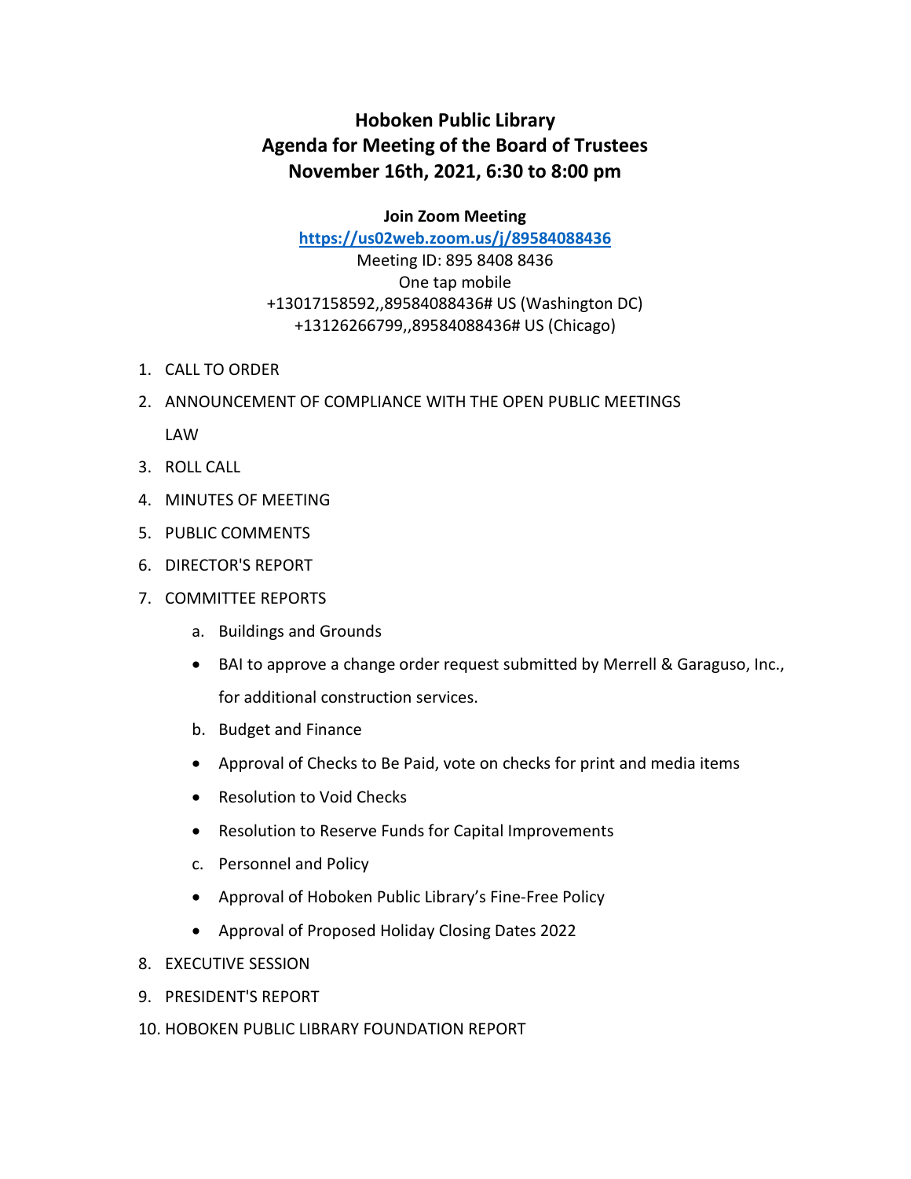# Hoboken Public Library
# Agenda for Meeting of the Board of Trustees
# November 16th, 2021, 6:30 to 8:00 pm

**Join Zoom Meeting**

[https://us02web.zoom.us/j/89584088436](https://us02web.zoom.us/j/89584088436)

Meeting ID: 895 8408 8436

One tap mobile

+13017158592,,89584088436# US (Washington DC)

+13126266799,,89584088436# US (Chicago)

1. CALL TO ORDER
2. ANNOUNCEMENT OF COMPLIANCE WITH THE OPEN PUBLIC MEETINGS LAW
3. ROLL CALL
4. MINUTES OF MEETING
5. PUBLIC COMMENTS
6. DIRECTOR'S REPORT
7. COMMITTEE REPORTS
   a. Buildings and Grounds
   - BAI to approve a change order request submitted by Merrell & Garaguso, Inc., for additional construction services.

   b. Budget and Finance
   - Approval of Checks to Be Paid, vote on checks for print and media items
   - Resolution to Void Checks
   - Resolution to Reserve Funds for Capital Improvements

   c. Personnel and Policy
   - Approval of Hoboken Public Library's Fine-Free Policy
   - Approval of Proposed Holiday Closing Dates 2022
8. EXECUTIVE SESSION
9. PRESIDENT'S REPORT
10. HOBOKEN PUBLIC LIBRARY FOUNDATION REPORT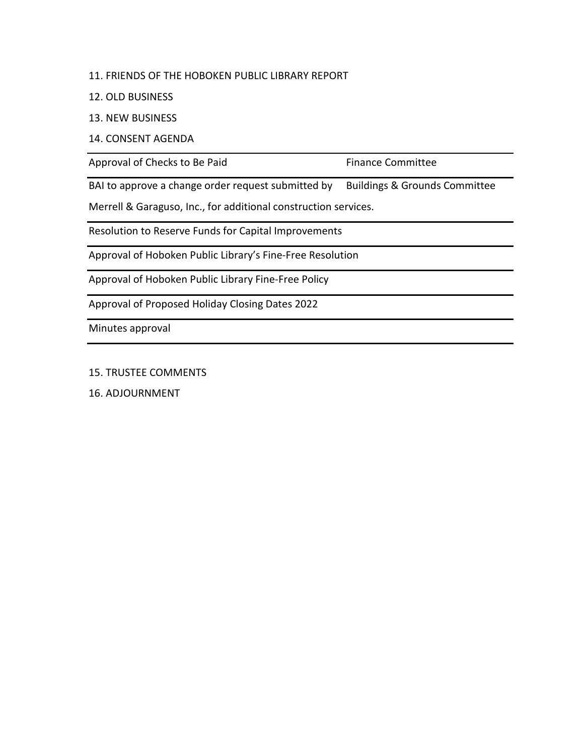11. FRIENDS OF THE HOBOKEN PUBLIC LIBRARY REPORT

12. OLD BUSINESS

13. NEW BUSINESS

14. CONSENT AGENDA

| | |
|---|---|
| Approval of Checks to Be Paid | Finance Committee |
| BAI to approve a change order request submitted by Merrell & Garaguso, Inc., for additional construction services. | Buildings & Grounds Committee |
| Resolution to Reserve Funds for Capital Improvements | |
| Approval of Hoboken Public Library's Fine-Free Resolution | |
| Approval of Hoboken Public Library Fine-Free Policy | |
| Approval of Proposed Holiday Closing Dates 2022 | |
| Minutes approval | |

15. TRUSTEE COMMENTS

16. ADJOURNMENT